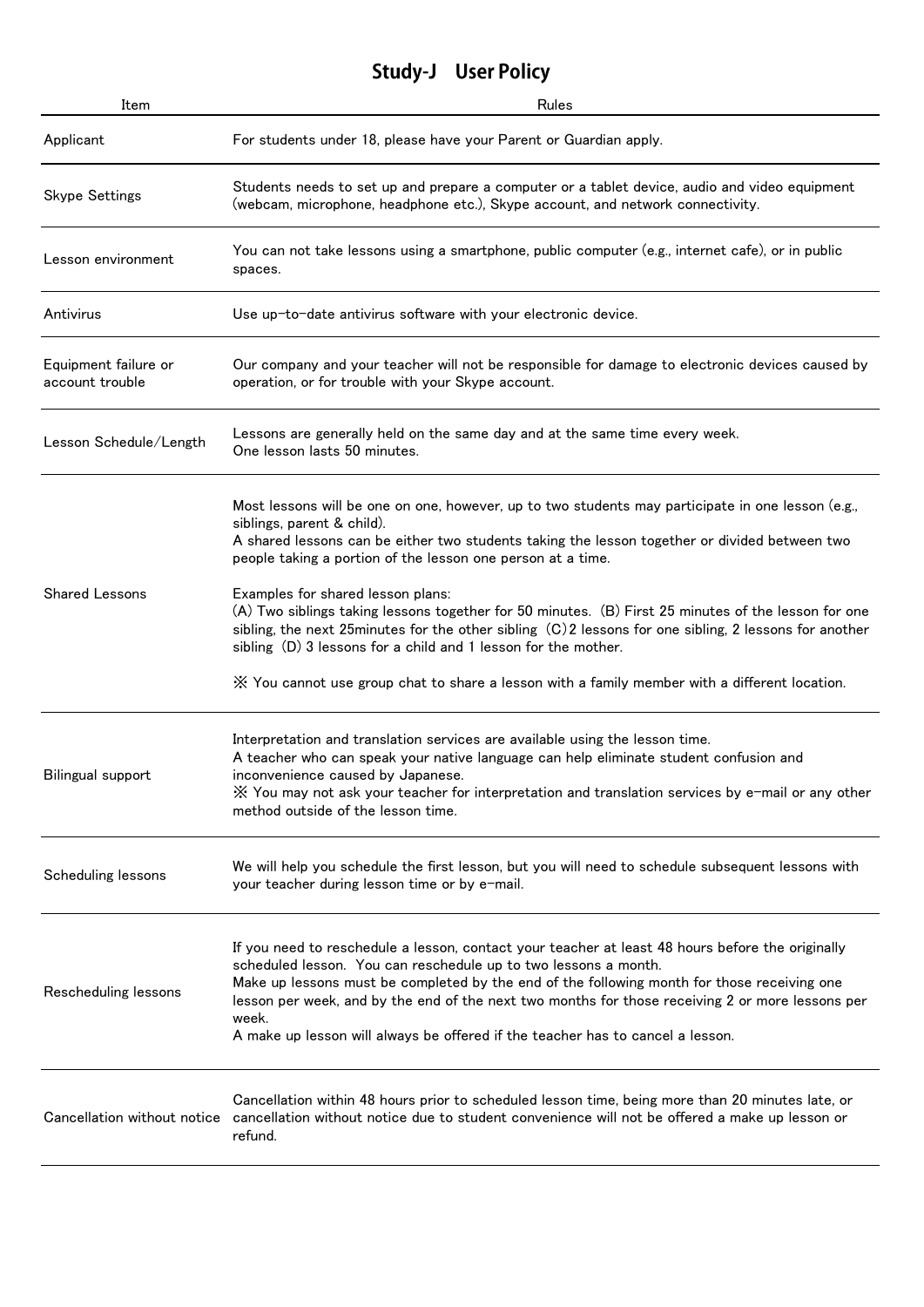# Study-J　User Policy

| Item | Rules |
| --- | --- |
| Applicant | For students under 18, please have your Parent or Guardian apply. |
| Skype Settings | Students needs to set up and prepare a computer or a tablet device, audio and video equipment (webcam, microphone, headphone etc.), Skype account, and network connectivity. |
| Lesson environment | You can not take lessons using a smartphone, public computer (e.g., internet cafe), or in public spaces. |
| Antivirus | Use up-to-date antivirus software with your electronic device. |
| Equipment failure or account trouble | Our company and your teacher will not be responsible for damage to electronic devices caused by operation, or for trouble with your Skype account. |
| Lesson Schedule/Length | Lessons are generally held on the same day and at the same time every week.<br>One lesson lasts 50 minutes. |
| Shared Lessons | Most lessons will be one on one, however, up to two students may participate in one lesson (e.g., siblings, parent & child).<br>A shared lessons can be either two students taking the lesson together or divided between two people taking a portion of the lesson one person at a time.<br><br>Examples for shared lesson plans:<br>(A) Two siblings taking lessons together for 50 minutes.  (B) First 25 minutes of the lesson for one sibling, the next 25minutes for the other sibling  (C) 2 lessons for one sibling, 2 lessons for another sibling  (D) 3 lessons for a child and 1 lesson for the mother.<br><br>※ You cannot use group chat to share a lesson with a family member with a different location. |
| Bilingual support | Interpretation and translation services are available using the lesson time.<br>A teacher who can speak your native language can help eliminate student confusion and inconvenience caused by Japanese.<br>※ You may not ask your teacher for interpretation and translation services by e-mail or any other method outside of the lesson time. |
| Scheduling lessons | We will help you schedule the first lesson, but you will need to schedule subsequent lessons with your teacher during lesson time or by e-mail. |
| Rescheduling lessons | If you need to reschedule a lesson, contact your teacher at least 48 hours before the originally scheduled lesson.  You can reschedule up to two lessons a month.<br>Make up lessons must be completed by the end of the following month for those receiving one lesson per week, and by the end of the next two months for those receiving 2 or more lessons per week.<br>A make up lesson will always be offered if the teacher has to cancel a lesson. |
| Cancellation without notice | Cancellation within 48 hours prior to scheduled lesson time, being more than 20 minutes late, or cancellation without notice due to student convenience will not be offered a make up lesson or refund. |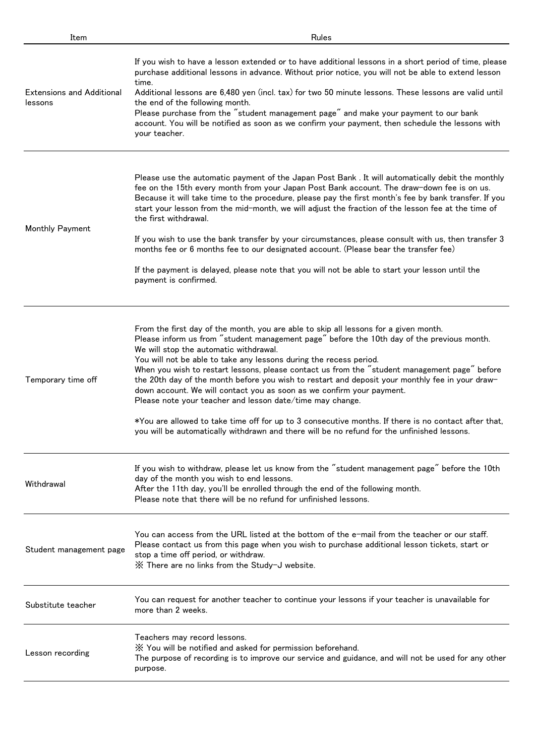| Item | Rules |
| --- | --- |
| Extensions and Additional lessons | If you wish to have a lesson extended or to have additional lessons in a short period of time, please purchase additional lessons in advance. Without prior notice, you will not be able to extend lesson time.<br>Additional lessons are 6,480 yen (incl. tax) for two 50 minute lessons. These lessons are valid until the end of the following month.<br>Please purchase from the "student management page" and make your payment to our bank account. You will be notified as soon as we confirm your payment, then schedule the lessons with your teacher. |
| Monthly Payment | Please use the automatic payment of the Japan Post Bank . It will automatically debit the monthly fee on the 15th every month from your Japan Post Bank account. The draw-down fee is on us. Because it will take time to the procedure, please pay the first month's fee by bank transfer. If you start your lesson from the mid-month, we will adjust the fraction of the lesson fee at the time of the first withdrawal.<br><br>If you wish to use the bank transfer by your circumstances, please consult with us, then transfer 3 months fee or 6 months fee to our designated account. (Please bear the transfer fee)<br><br>If the payment is delayed, please note that you will not be able to start your lesson until the payment is confirmed. |
| Temporary time off | From the first day of the month, you are able to skip all lessons for a given month.<br>Please inform us from "student management page" before the 10th day of the previous month.<br>We will stop the automatic withdrawal.<br>You will not be able to take any lessons during the recess period.<br>When you wish to restart lessons, please contact us from the "student management page" before the 20th day of the month before you wish to restart and deposit your monthly fee in your draw-down account. We will contact you as soon as we confirm your payment.<br>Please note your teacher and lesson date/time may change.<br><br>*You are allowed to take time off for up to 3 consecutive months. If there is no contact after that, you will be automatically withdrawn and there will be no refund for the unfinished lessons. |
| Withdrawal | If you wish to withdraw, please let us know from the "student management page" before the 10th day of the month you wish to end lessons.<br>After the 11th day, you'll be enrolled through the end of the following month.<br>Please note that there will be no refund for unfinished lessons. |
| Student management page | You can access from the URL listed at the bottom of the e-mail from the teacher or our staff.<br>Please contact us from this page when you wish to purchase additional lesson tickets, start or stop a time off period, or withdraw.<br>※ There are no links from the Study-J website. |
| Substitute teacher | You can request for another teacher to continue your lessons if your teacher is unavailable for more than 2 weeks. |
| Lesson recording | Teachers may record lessons.<br>※ You will be notified and asked for permission beforehand.<br>The purpose of recording is to improve our service and guidance, and will not be used for any other purpose. |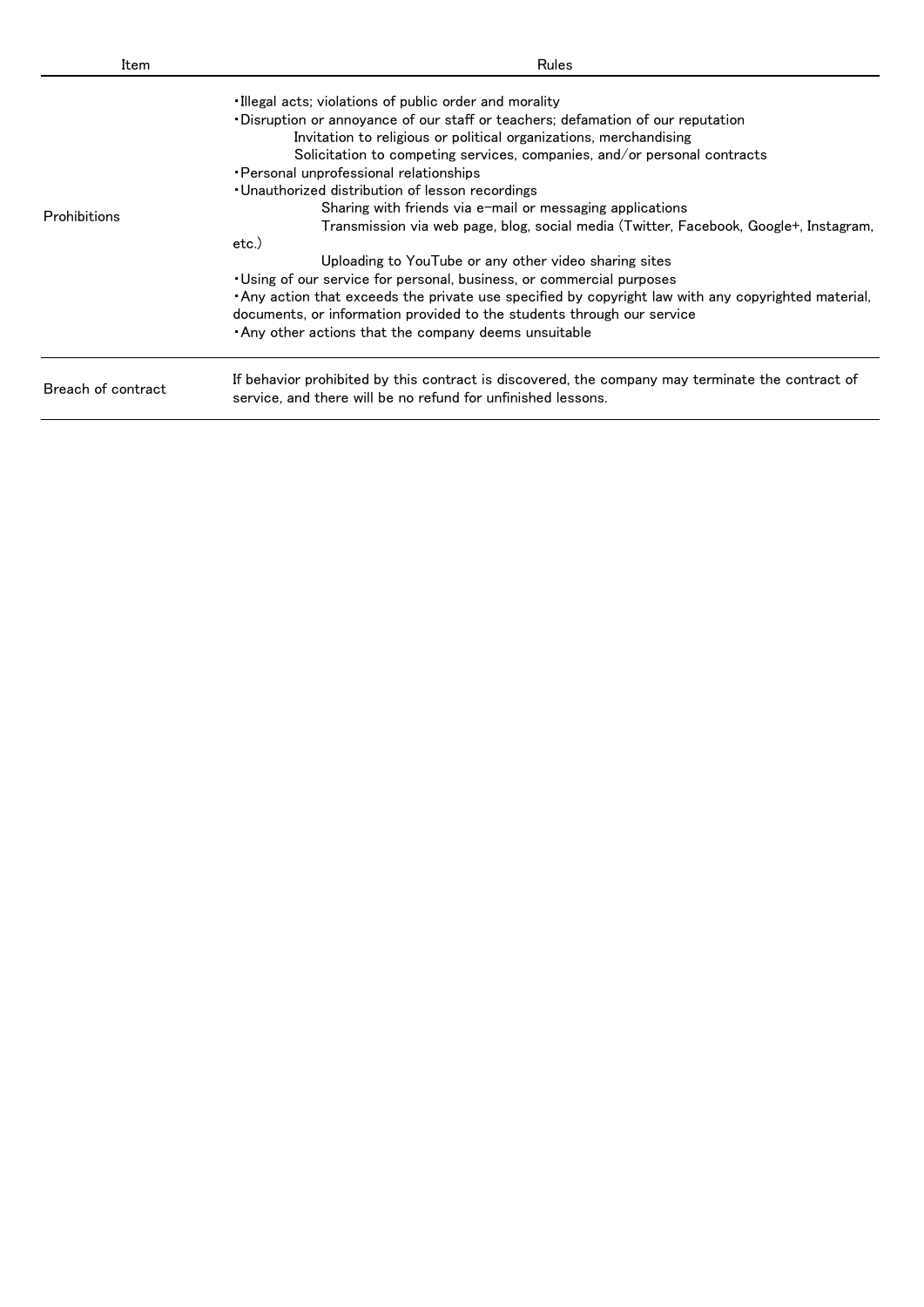| Item | Rules |
|---|---|
| Prohibitions | ・Illegal acts; violations of public order and morality<br>・Disruption or annoyance of our staff or teachers; defamation of our reputation<br>Invitation to religious or political organizations, merchandising<br>Solicitation to competing services, companies, and/or personal contracts<br>・Personal unprofessional relationships<br>・Unauthorized distribution of lesson recordings<br>Sharing with friends via e-mail or messaging applications<br>Transmission via web page, blog, social media (Twitter, Facebook, Google+, Instagram, etc.)<br>Uploading to YouTube or any other video sharing sites<br>・Using of our service for personal, business, or commercial purposes<br>・Any action that exceeds the private use specified by copyright law with any copyrighted material, documents, or information provided to the students through our service<br>・Any other actions that the company deems unsuitable |
| Breach of contract | If behavior prohibited by this contract is discovered, the company may terminate the contract of service, and there will be no refund for unfinished lessons. |